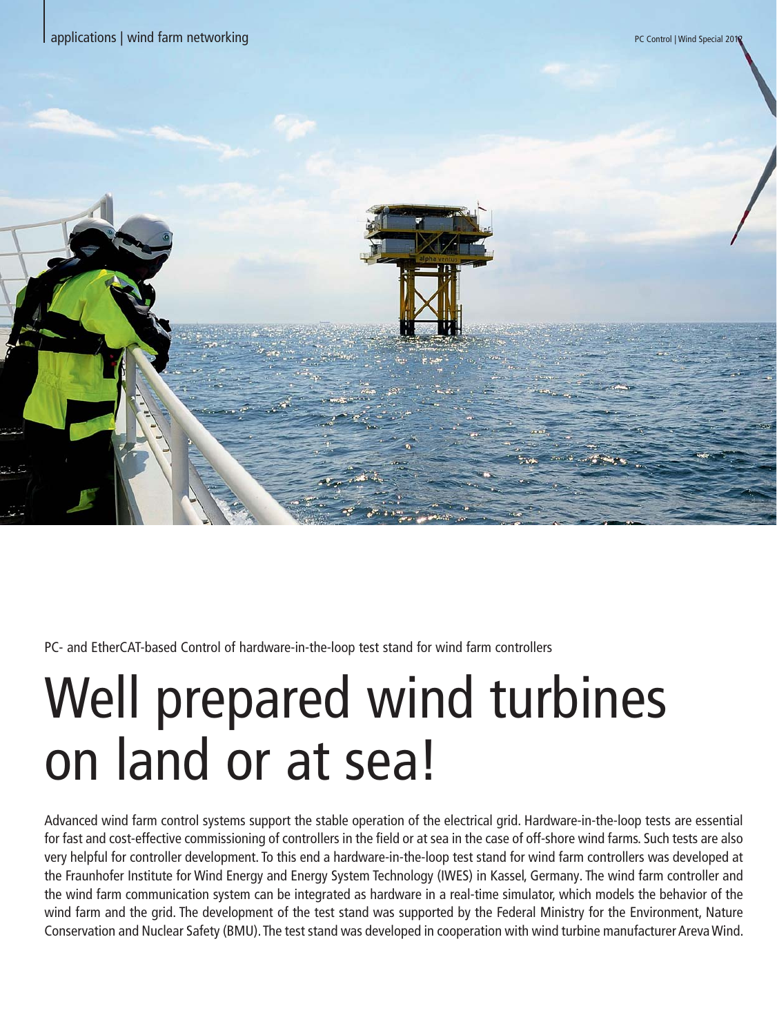PC- and EtherCAT-based Control of hardware-in-the-loop test stand for wind farm controllers

# Well prepared wind turbines on land or at sea!

Advanced wind farm control systems support the stable operation of the electrical grid. Hardware-in-the-loop tests are essential for fast and cost-effective commissioning of controllers in the field or at sea in the case of off-shore wind farms. Such tests are also very helpful for controller development. To this end a hardware-in-the-loop test stand for wind farm controllers was developed at the Fraunhofer Institute for Wind Energy and Energy System Technology (IWES) in Kassel, Germany. The wind farm controller and the wind farm communication system can be integrated as hardware in a real-time simulator, which models the behavior of the wind farm and the grid. The development of the test stand was supported by the Federal Ministry for the Environment, Nature Conservation and Nuclear Safety (BMU). The test stand was developed in cooperation with wind turbine manufacturer Areva Wind.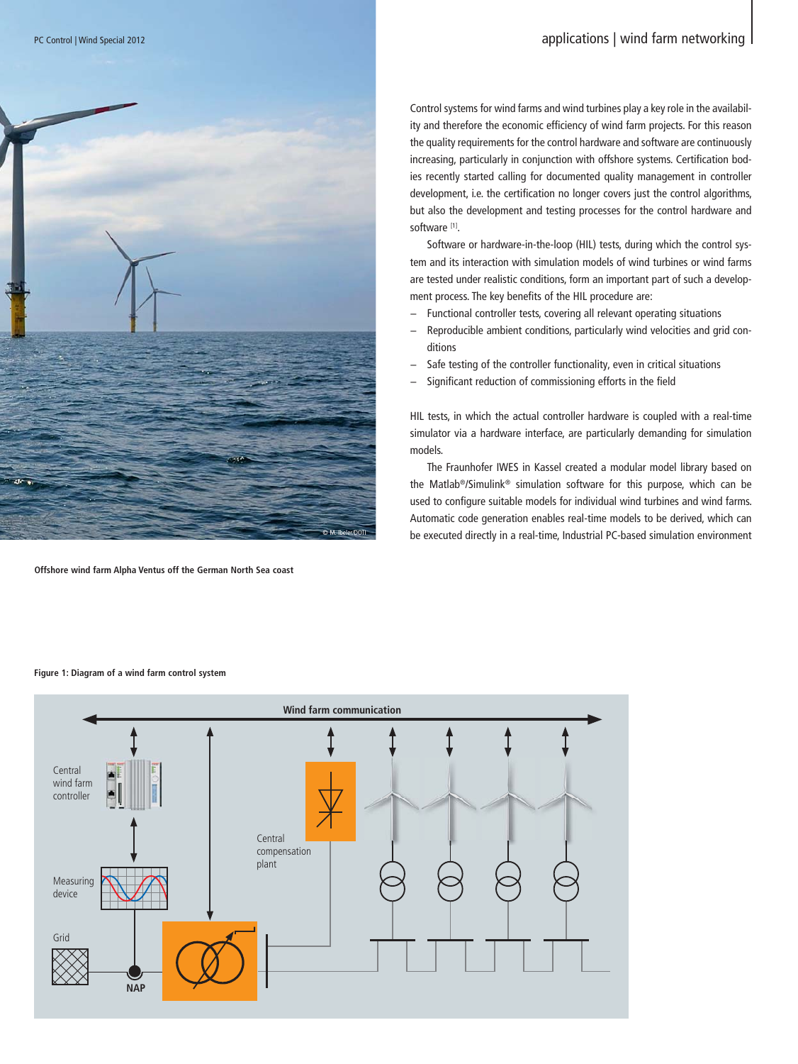Offshore wind farm Alpha Ventus off the German North Sea coast

Control systems for wind farms and wind turbines play a key role in the availability and therefore the economic efficiency of wind farm projects. For this reason the quality requirements for the control hardware and software are continuously increasing, particularly in conjunction with offshore systems. Certification bodies recently started calling for documented quality management in controller development, i.e. the certification no longer covers just the control algorithms, but also the development and testing processes for the control hardware and software [1].

Software or hardware-in-the-loop (HIL) tests, during which the control system and its interaction with simulation models of wind turbines or wind farms are tested under realistic conditions, form an important part of such a development process. The key benefits of the HIL procedure are:

- Functional controller tests, covering all relevant operating situations
- Reproducible ambient conditions, particularly wind velocities and grid conditions
- Safe testing of the controller functionality, even in critical situations
- Significant reduction of commissioning efforts in the field

HIL tests, in which the actual controller hardware is coupled with a real-time simulator via a hardware interface, are particularly demanding for simulation models.

The Fraunhofer IWES in Kassel created a modular model library based on the Matlab®/Simulink® simulation software for this purpose, which can be used to configure suitable models for individual wind turbines and wind farms. Automatic code generation enables real-time models to be derived, which can be executed directly in a real-time, Industrial PC-based simulation environment

Figure 1: Diagram of a wind farm control system

Wind farm communication

Central wind farm controller

Central compensation plant

Measuring device

Grid

NAP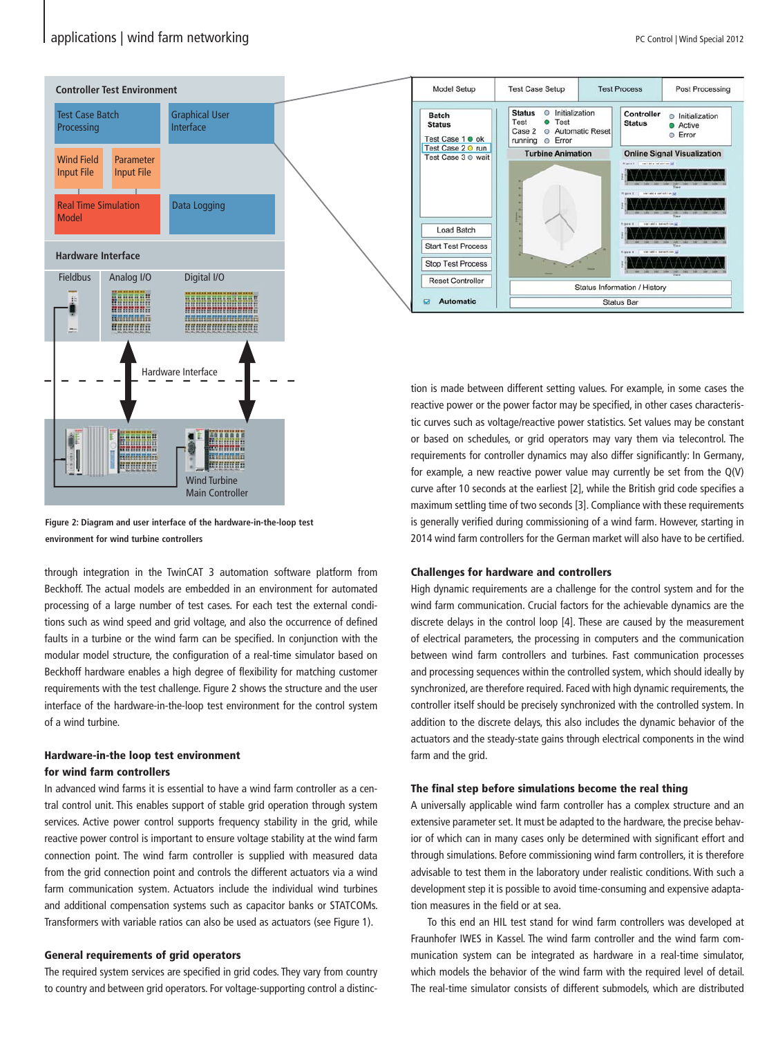Figure 2: Diagram and user interface of the hardware-in-the-loop test environment for wind turbine controllers

through integration in the TwinCAT 3 automation software platform from Beckhoff. The actual models are embedded in an environment for automated processing of a large number of test cases. For each test the external conditions such as wind speed and grid voltage, and also the occurrence of defined faults in a turbine or the wind farm can be specified. In conjunction with the modular model structure, the configuration of a real-time simulator based on Beckhoff hardware enables a high degree of flexibility for matching customer requirements with the test challenge. Figure 2 shows the structure and the user interface of the hardware-in-the-loop test environment for the control system of a wind turbine.

## Hardware-in-the loop test environment for wind farm controllers

In advanced wind farms it is essential to have a wind farm controller as a central control unit. This enables support of stable grid operation through system services. Active power control supports frequency stability in the grid, while reactive power control is important to ensure voltage stability at the wind farm connection point. The wind farm controller is supplied with measured data from the grid connection point and controls the different actuators via a wind farm communication system. Actuators include the individual wind turbines and additional compensation systems such as capacitor banks or STATCOMs. Transformers with variable ratios can also be used as actuators (see Figure 1).

## General requirements of grid operators

The required system services are specified in grid codes. They vary from country to country and between grid operators. For voltage-supporting control a distinction is made between different setting values. For example, in some cases the reactive power or the power factor may be specified, in other cases characteristic curves such as voltage/reactive power statistics. Set values may be constant or based on schedules, or grid operators may vary them via telecontrol. The requirements for controller dynamics may also differ significantly: In Germany, for example, a new reactive power value may currently be set from the Q(V) curve after 10 seconds at the earliest [2], while the British grid code specifies a maximum settling time of two seconds [3]. Compliance with these requirements is generally verified during commissioning of a wind farm. However, starting in 2014 wind farm controllers for the German market will also have to be certified.

## Challenges for hardware and controllers

High dynamic requirements are a challenge for the control system and for the wind farm communication. Crucial factors for the achievable dynamics are the discrete delays in the control loop [4]. These are caused by the measurement of electrical parameters, the processing in computers and the communication between wind farm controllers and turbines. Fast communication processes and processing sequences within the controlled system, which should ideally by synchronized, are therefore required. Faced with high dynamic requirements, the controller itself should be precisely synchronized with the controlled system. In addition to the discrete delays, this also includes the dynamic behavior of the actuators and the steady-state gains through electrical components in the wind farm and the grid.

## The final step before simulations become the real thing

A universally applicable wind farm controller has a complex structure and an extensive parameter set. It must be adapted to the hardware, the precise behavior of which can in many cases only be determined with significant effort and through simulations. Before commissioning wind farm controllers, it is therefore advisable to test them in the laboratory under realistic conditions. With such a development step it is possible to avoid time-consuming and expensive adaptation measures in the field or at sea.

To this end an HIL test stand for wind farm controllers was developed at Fraunhofer IWES in Kassel. The wind farm controller and the wind farm communication system can be integrated as hardware in a real-time simulator, which models the behavior of the wind farm with the required level of detail. The real-time simulator consists of different submodels, which are distributed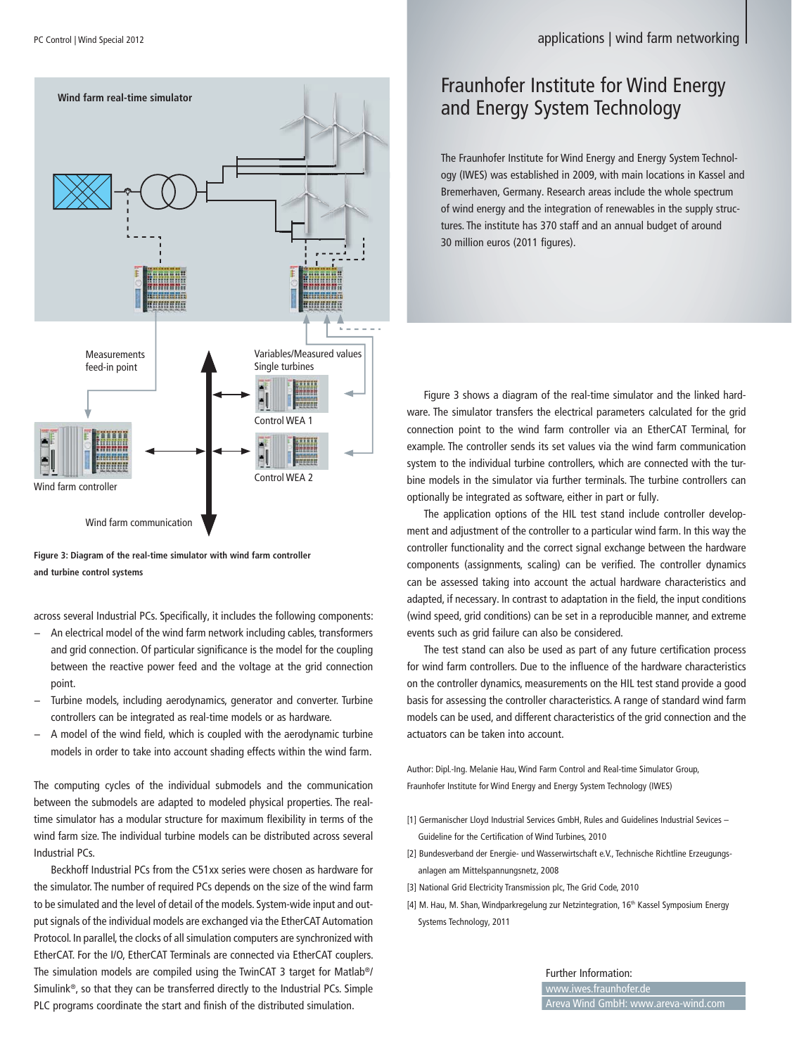Wind farm real-time simulator

Measurements feed-in point

Variables/Measured values Single turbines

Control WEA 1

Control WEA 2

Wind farm controller

Wind farm communication

**Figure 3: Diagram of the real-time simulator with wind farm controller and turbine control systems**

across several Industrial PCs. Specifically, it includes the following components:

- An electrical model of the wind farm network including cables, transformers and grid connection. Of particular significance is the model for the coupling between the reactive power feed and the voltage at the grid connection point.
- Turbine models, including aerodynamics, generator and converter. Turbine controllers can be integrated as real-time models or as hardware.
- A model of the wind field, which is coupled with the aerodynamic turbine models in order to take into account shading effects within the wind farm.

The computing cycles of the individual submodels and the communication between the submodels are adapted to modeled physical properties. The real-time simulator has a modular structure for maximum flexibility in terms of the wind farm size. The individual turbine models can be distributed across several Industrial PCs.

Beckhoff Industrial PCs from the C51xx series were chosen as hardware for the simulator. The number of required PCs depends on the size of the wind farm to be simulated and the level of detail of the models. System-wide input and output signals of the individual models are exchanged via the EtherCAT Automation Protocol. In parallel, the clocks of all simulation computers are synchronized with EtherCAT. For the I/O, EtherCAT Terminals are connected via EtherCAT couplers. The simulation models are compiled using the TwinCAT 3 target for Matlab®/Simulink®, so that they can be transferred directly to the Industrial PCs. Simple PLC programs coordinate the start and finish of the distributed simulation.

## Fraunhofer Institute for Wind Energy and Energy System Technology

The Fraunhofer Institute for Wind Energy and Energy System Technology (IWES) was established in 2009, with main locations in Kassel and Bremerhaven, Germany. Research areas include the whole spectrum of wind energy and the integration of renewables in the supply structures. The institute has 370 staff and an annual budget of around 30 million euros (2011 figures).

Figure 3 shows a diagram of the real-time simulator and the linked hardware. The simulator transfers the electrical parameters calculated for the grid connection point to the wind farm controller via an EtherCAT Terminal, for example. The controller sends its set values via the wind farm communication system to the individual turbine controllers, which are connected with the turbine models in the simulator via further terminals. The turbine controllers can optionally be integrated as software, either in part or fully.

The application options of the HIL test stand include controller development and adjustment of the controller to a particular wind farm. In this way the controller functionality and the correct signal exchange between the hardware components (assignments, scaling) can be verified. The controller dynamics can be assessed taking into account the actual hardware characteristics and adapted, if necessary. In contrast to adaptation in the field, the input conditions (wind speed, grid conditions) can be set in a reproducible manner, and extreme events such as grid failure can also be considered.

The test stand can also be used as part of any future certification process for wind farm controllers. Due to the influence of the hardware characteristics on the controller dynamics, measurements on the HIL test stand provide a good basis for assessing the controller characteristics. A range of standard wind farm models can be used, and different characteristics of the grid connection and the actuators can be taken into account.

Author: Dipl.-Ing. Melanie Hau, Wind Farm Control and Real-time Simulator Group, Fraunhofer Institute for Wind Energy and Energy System Technology (IWES)

[1] Germanischer Lloyd Industrial Services GmbH, Rules and Guidelines Industrial Sevices – Guideline for the Certification of Wind Turbines, 2010

[2] Bundesverband der Energie- und Wasserwirtschaft e.V., Technische Richtline Erzeugungsanlagen am Mittelspannungsnetz, 2008

[3] National Grid Electricity Transmission plc, The Grid Code, 2010

[4] M. Hau, M. Shan, Windparkregelung zur Netzintegration, 16th Kassel Symposium Energy Systems Technology, 2011

Further Information:
www.iwes.fraunhofer.de
Areva Wind GmbH: www.areva-wind.com